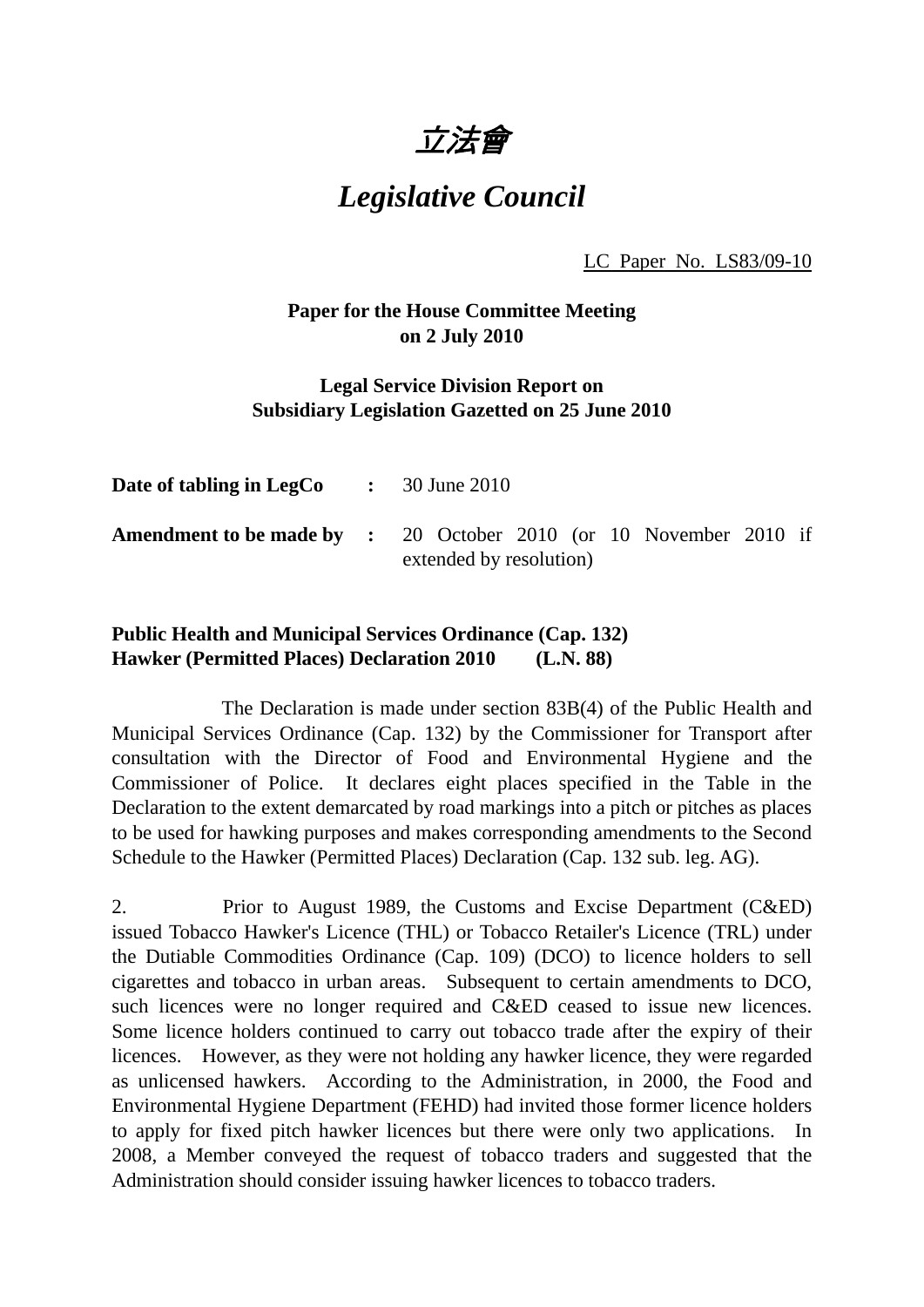# *立法會*

# *Legislative Council*

LC Paper No. LS83/09-10

**Paper for the House Committee Meeting**
**on 2 July 2010**

**Legal Service Division Report on**
**Subsidiary Legislation Gazetted on 25 June 2010**

| | | |
|---|---|---|
| **Date of tabling in LegCo** | **:** | 30 June 2010 |
| **Amendment to be made by** | **:** | 20 October 2010 (or 10 November 2010 if extended by resolution) |

**Public Health and Municipal Services Ordinance (Cap. 132)**
**Hawker (Permitted Places) Declaration 2010 (L.N. 88)**

The Declaration is made under section 83B(4) of the Public Health and Municipal Services Ordinance (Cap. 132) by the Commissioner for Transport after consultation with the Director of Food and Environmental Hygiene and the Commissioner of Police. It declares eight places specified in the Table in the Declaration to the extent demarcated by road markings into a pitch or pitches as places to be used for hawking purposes and makes corresponding amendments to the Second Schedule to the Hawker (Permitted Places) Declaration (Cap. 132 sub. leg. AG).

2. Prior to August 1989, the Customs and Excise Department (C&ED) issued Tobacco Hawker's Licence (THL) or Tobacco Retailer's Licence (TRL) under the Dutiable Commodities Ordinance (Cap. 109) (DCO) to licence holders to sell cigarettes and tobacco in urban areas. Subsequent to certain amendments to DCO, such licences were no longer required and C&ED ceased to issue new licences. Some licence holders continued to carry out tobacco trade after the expiry of their licences. However, as they were not holding any hawker licence, they were regarded as unlicensed hawkers. According to the Administration, in 2000, the Food and Environmental Hygiene Department (FEHD) had invited those former licence holders to apply for fixed pitch hawker licences but there were only two applications. In 2008, a Member conveyed the request of tobacco traders and suggested that the Administration should consider issuing hawker licences to tobacco traders.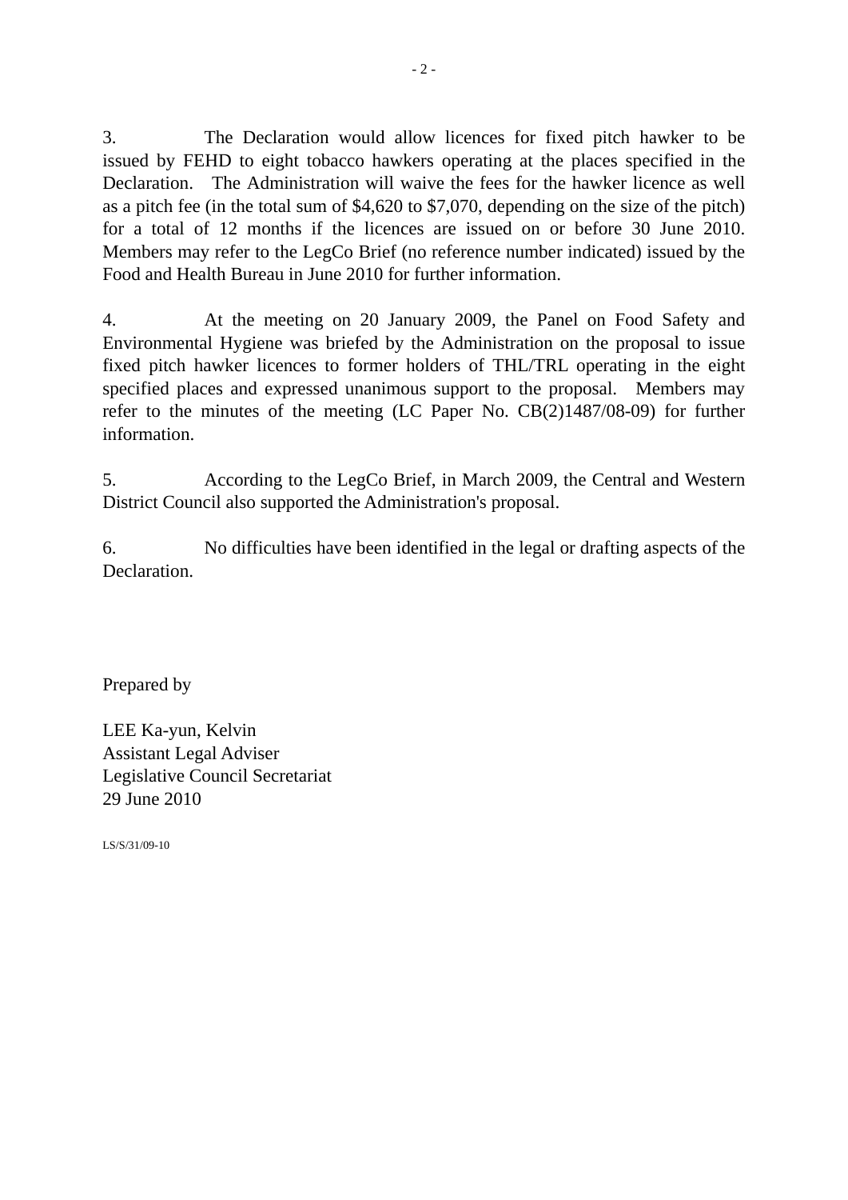3. The Declaration would allow licences for fixed pitch hawker to be issued by FEHD to eight tobacco hawkers operating at the places specified in the Declaration. The Administration will waive the fees for the hawker licence as well as a pitch fee (in the total sum of $4,620 to $7,070, depending on the size of the pitch) for a total of 12 months if the licences are issued on or before 30 June 2010. Members may refer to the LegCo Brief (no reference number indicated) issued by the Food and Health Bureau in June 2010 for further information.

4. At the meeting on 20 January 2009, the Panel on Food Safety and Environmental Hygiene was briefed by the Administration on the proposal to issue fixed pitch hawker licences to former holders of THL/TRL operating in the eight specified places and expressed unanimous support to the proposal. Members may refer to the minutes of the meeting (LC Paper No. CB(2)1487/08-09) for further information.

5. According to the LegCo Brief, in March 2009, the Central and Western District Council also supported the Administration's proposal.

6. No difficulties have been identified in the legal or drafting aspects of the Declaration.

Prepared by

LEE Ka-yun, Kelvin
Assistant Legal Adviser
Legislative Council Secretariat
29 June 2010

LS/S/31/09-10